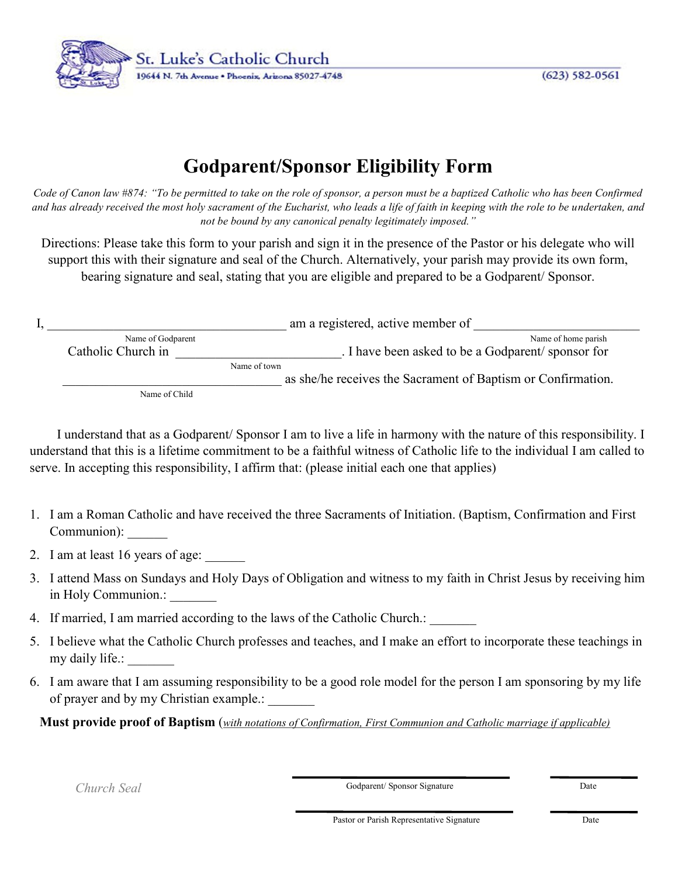St. Luke's Catholic Church
19644 N. 7th Avenue • Phoenix, Arizona 85027-4748
(623) 582-0561

# Godparent/Sponsor Eligibility Form

*Code of Canon law #874: "To be permitted to take on the role of sponsor, a person must be a baptized Catholic who has been Confirmed and has already received the most holy sacrament of the Eucharist, who leads a life of faith in keeping with the role to be undertaken, and not be bound by any canonical penalty legitimately imposed."*

Directions: Please take this form to your parish and sign it in the presence of the Pastor or his delegate who will support this with their signature and seal of the Church. Alternatively, your parish may provide its own form, bearing signature and seal, stating that you are eligible and prepared to be a Godparent/ Sponsor.

I, ____________________________________ am a registered, active member of ________________________
(Name of Godparent) (Name of home parish)

Catholic Church in ________________________. I have been asked to be a Godparent/ sponsor for
(Name of town)

_________________________________ as she/he receives the Sacrament of Baptism or Confirmation.
(Name of Child)

I understand that as a Godparent/ Sponsor I am to live a life in harmony with the nature of this responsibility. I understand that this is a lifetime commitment to be a faithful witness of Catholic life to the individual I am called to serve. In accepting this responsibility, I affirm that: (please initial each one that applies)

1. I am a Roman Catholic and have received the three Sacraments of Initiation. (Baptism, Confirmation and First Communion): ______
2. I am at least 16 years of age: ______
3. I attend Mass on Sundays and Holy Days of Obligation and witness to my faith in Christ Jesus by receiving him in Holy Communion.: _______
4. If married, I am married according to the laws of the Catholic Church.: _______
5. I believe what the Catholic Church professes and teaches, and I make an effort to incorporate these teachings in my daily life.: _______
6. I am aware that I am assuming responsibility to be a good role model for the person I am sponsoring by my life of prayer and by my Christian example.: _______

**Must provide proof of Baptism** (*with notations of Confirmation, First Communion and Catholic marriage if applicable)*

*Church Seal*

______________________________ Godparent/ Sponsor Signature ____________ Date

______________________________ Pastor or Parish Representative Signature ____________ Date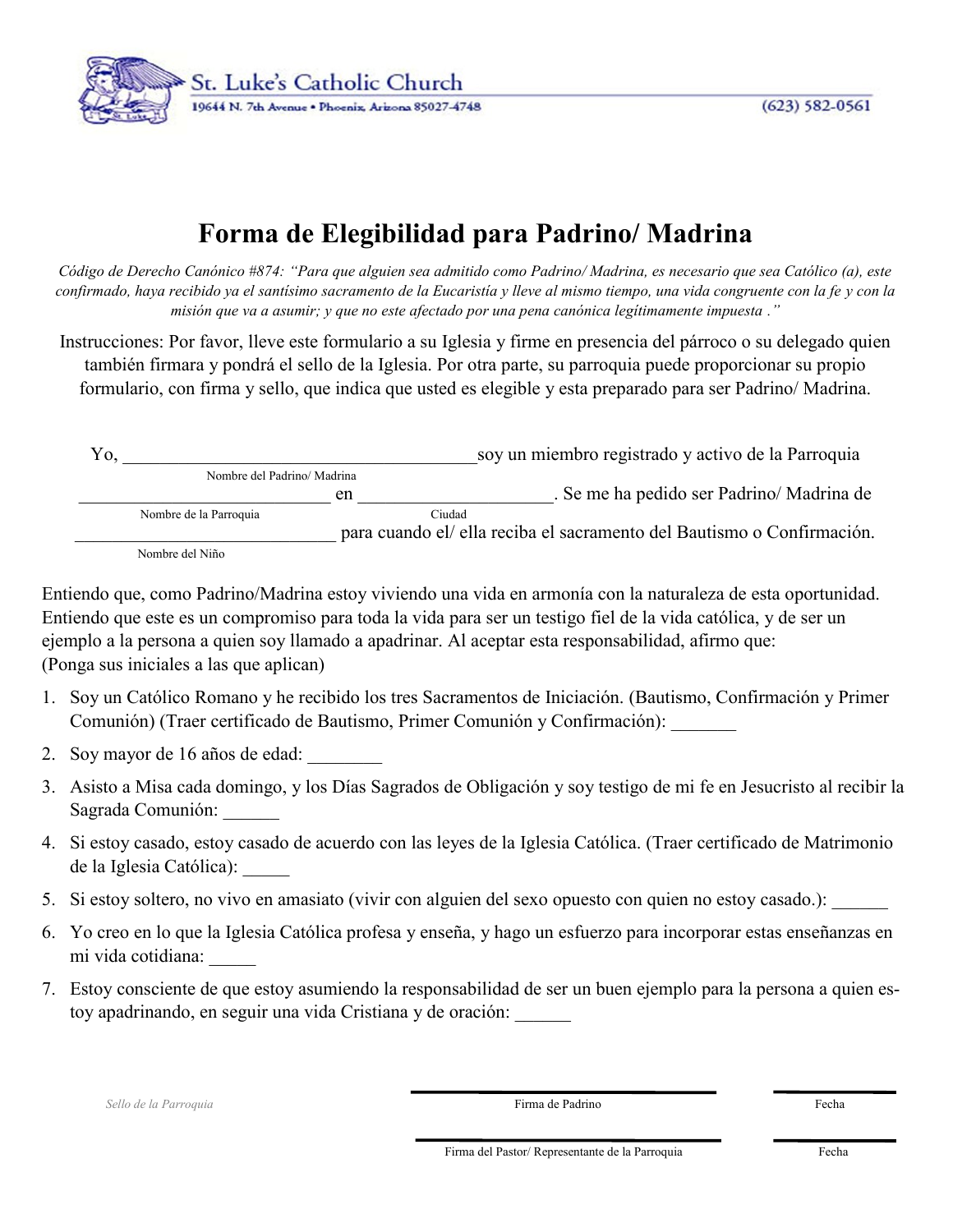St. Luke's Catholic Church
19644 N. 7th Avenue • Phoenix, Arizona 85027-4748
(623) 582-0561

# Forma de Elegibilidad para Padrino/ Madrina

*Código de Derecho Canónico #874: "Para que alguien sea admitido como Padrino/ Madrina, es necesario que sea Católico (a), este confirmado, haya recibido ya el santísimo sacramento de la Eucaristía y lleve al mismo tiempo, una vida congruente con la fe y con la misión que va a asumir; y que no este afectado por una pena canónica legítimamente impuesta ."*

Instrucciones: Por favor, lleve este formulario a su Iglesia y firme en presencia del párroco o su delegado quien también firmara y pondrá el sello de la Iglesia. Por otra parte, su parroquia puede proporcionar su propio formulario, con firma y sello, que indica que usted es elegible y esta preparado para ser Padrino/ Madrina.

Yo, ______________________________________ soy un miembro registrado y activo de la Parroquia
Nombre del Padrino/ Madrina

___________________________ en ____________________. Se me ha pedido ser Padrino/ Madrina de
Nombre de la Parroquia — Ciudad

____________________________ para cuando el/ ella reciba el sacramento del Bautismo o Confirmación.
Nombre del Niño

Entiendo que, como Padrino/Madrina estoy viviendo una vida en armonía con la naturaleza de esta oportunidad. Entiendo que este es un compromiso para toda la vida para ser un testigo fiel de la vida católica, y de ser un ejemplo a la persona a quien soy llamado a apadrinar. Al aceptar esta responsabilidad, afirmo que:
(Ponga sus iniciales a las que aplican)

1. Soy un Católico Romano y he recibido los tres Sacramentos de Iniciación. (Bautismo, Confirmación y Primer Comunión) (Traer certificado de Bautismo, Primer Comunión y Confirmación): _______
2. Soy mayor de 16 años de edad: ________
3. Asisto a Misa cada domingo, y los Días Sagrados de Obligación y soy testigo de mi fe en Jesucristo al recibir la Sagrada Comunión: ______
4. Si estoy casado, estoy casado de acuerdo con las leyes de la Iglesia Católica. (Traer certificado de Matrimonio de la Iglesia Católica): _____
5. Si estoy soltero, no vivo en amasiato (vivir con alguien del sexo opuesto con quien no estoy casado.): ______
6. Yo creo en lo que la Iglesia Católica profesa y enseña, y hago un esfuerzo para incorporar estas enseñanzas en mi vida cotidiana: _____
7. Estoy consciente de que estoy asumiendo la responsabilidad de ser un buen ejemplo para la persona a quien estoy apadrinando, en seguir una vida Cristiana y de oración: ______

*Sello de la Parroquia*

______________________________ Firma de Padrino — ____________ Fecha

______________________________ Firma del Pastor/ Representante de la Parroquia — ____________ Fecha